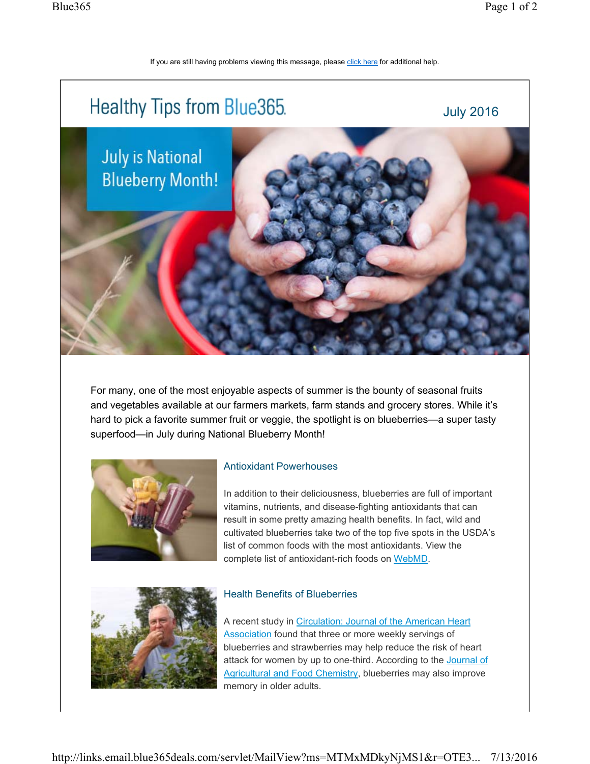If you are still having problems viewing this message, please [click here](#) for additional help.

# Healthy Tips from Blue365

July 2016

## July is National Blueberry Month!

For many, one of the most enjoyable aspects of summer is the bounty of seasonal fruits and vegetables available at our farmers markets, farm stands and grocery stores. While it's hard to pick a favorite summer fruit or veggie, the spotlight is on blueberries—a super tasty superfood—in July during National Blueberry Month!

### Antioxidant Powerhouses

In addition to their deliciousness, blueberries are full of important vitamins, nutrients, and disease-fighting antioxidants that can result in some pretty amazing health benefits. In fact, wild and cultivated blueberries take two of the top five spots in the USDA's list of common foods with the most antioxidants. View the complete list of antioxidant-rich foods on WebMD.

### Health Benefits of Blueberries

A recent study in Circulation: Journal of the American Heart Association found that three or more weekly servings of blueberries and strawberries may help reduce the risk of heart attack for women by up to one-third. According to the Journal of Agricultural and Food Chemistry, blueberries may also improve memory in older adults.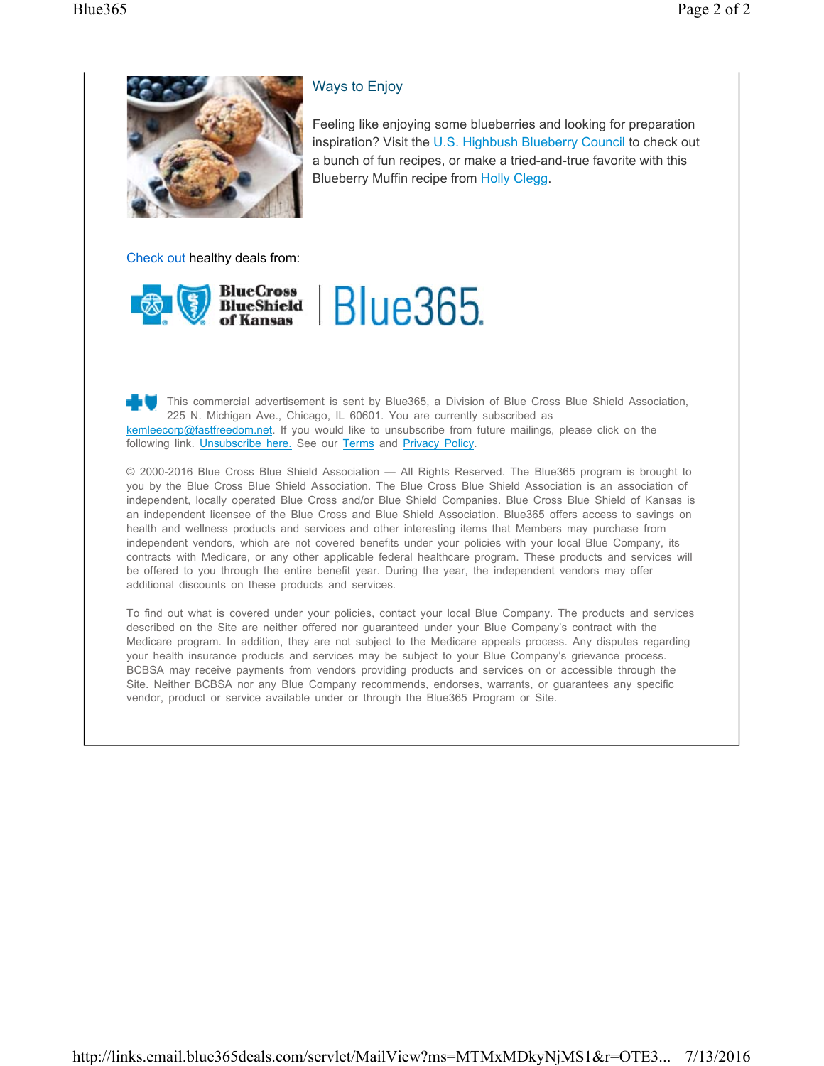## Ways to Enjoy

Feeling like enjoying some blueberries and looking for preparation inspiration? Visit the U.S. Highbush Blueberry Council to check out a bunch of fun recipes, or make a tried-and-true favorite with this Blueberry Muffin recipe from Holly Clegg.

Check out healthy deals from:

BlueCross BlueShield of Kansas | Blue365.

This commercial advertisement is sent by Blue365, a Division of Blue Cross Blue Shield Association, 225 N. Michigan Ave., Chicago, IL 60601. You are currently subscribed as kemleecorp@fastfreedom.net. If you would like to unsubscribe from future mailings, please click on the following link. Unsubscribe here. See our Terms and Privacy Policy.

© 2000-2016 Blue Cross Blue Shield Association — All Rights Reserved. The Blue365 program is brought to you by the Blue Cross Blue Shield Association. The Blue Cross Blue Shield Association is an association of independent, locally operated Blue Cross and/or Blue Shield Companies. Blue Cross Blue Shield of Kansas is an independent licensee of the Blue Cross and Blue Shield Association. Blue365 offers access to savings on health and wellness products and services and other interesting items that Members may purchase from independent vendors, which are not covered benefits under your policies with your local Blue Company, its contracts with Medicare, or any other applicable federal healthcare program. These products and services will be offered to you through the entire benefit year. During the year, the independent vendors may offer additional discounts on these products and services.

To find out what is covered under your policies, contact your local Blue Company. The products and services described on the Site are neither offered nor guaranteed under your Blue Company's contract with the Medicare program. In addition, they are not subject to the Medicare appeals process. Any disputes regarding your health insurance products and services may be subject to your Blue Company's grievance process. BCBSA may receive payments from vendors providing products and services on or accessible through the Site. Neither BCBSA nor any Blue Company recommends, endorses, warrants, or guarantees any specific vendor, product or service available under or through the Blue365 Program or Site.